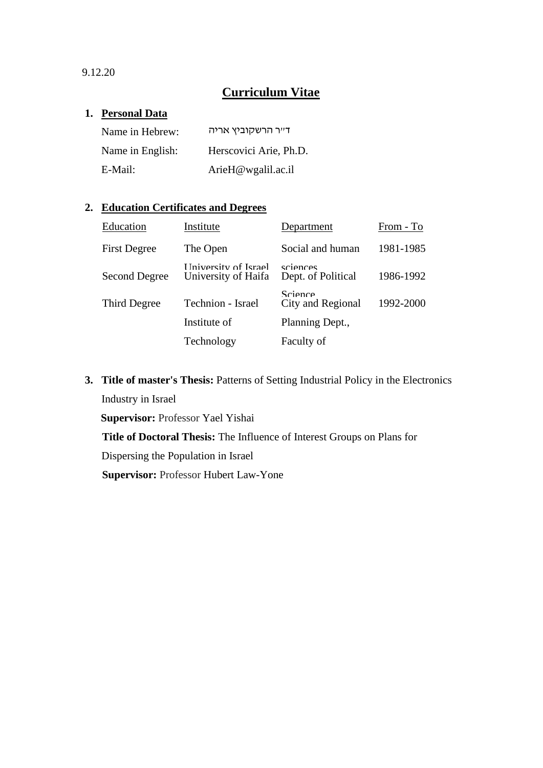9.12.20

# Curriculum Vitae

## 1. Personal Data

| | |
|---|---|
| Name in Hebrew: | ד״ר הרשקוביץ אריה |
| Name in English: | Herscovici Arie, Ph.D. |
| E-Mail: | ArieH@wgalil.ac.il |

## 2. Education Certificates and Degrees

| Education | Institute | Department | From - To |
|---|---|---|---|
| First Degree | The Open University of Israel | Social and human sciences | 1981-1985 |
| Second Degree | University of Haifa | Dept. of Political Science | 1986-1992 |
| Third Degree | Technion - Israel Institute of Technology | City and Regional Planning Dept., Faculty of | 1992-2000 |

## 3. **Title of master's Thesis:** Patterns of Setting Industrial Policy in the Electronics Industry in Israel

**Supervisor:** Professor Yael Yishai

**Title of Doctoral Thesis:** The Influence of Interest Groups on Plans for Dispersing the Population in Israel

**Supervisor:** Professor Hubert Law-Yone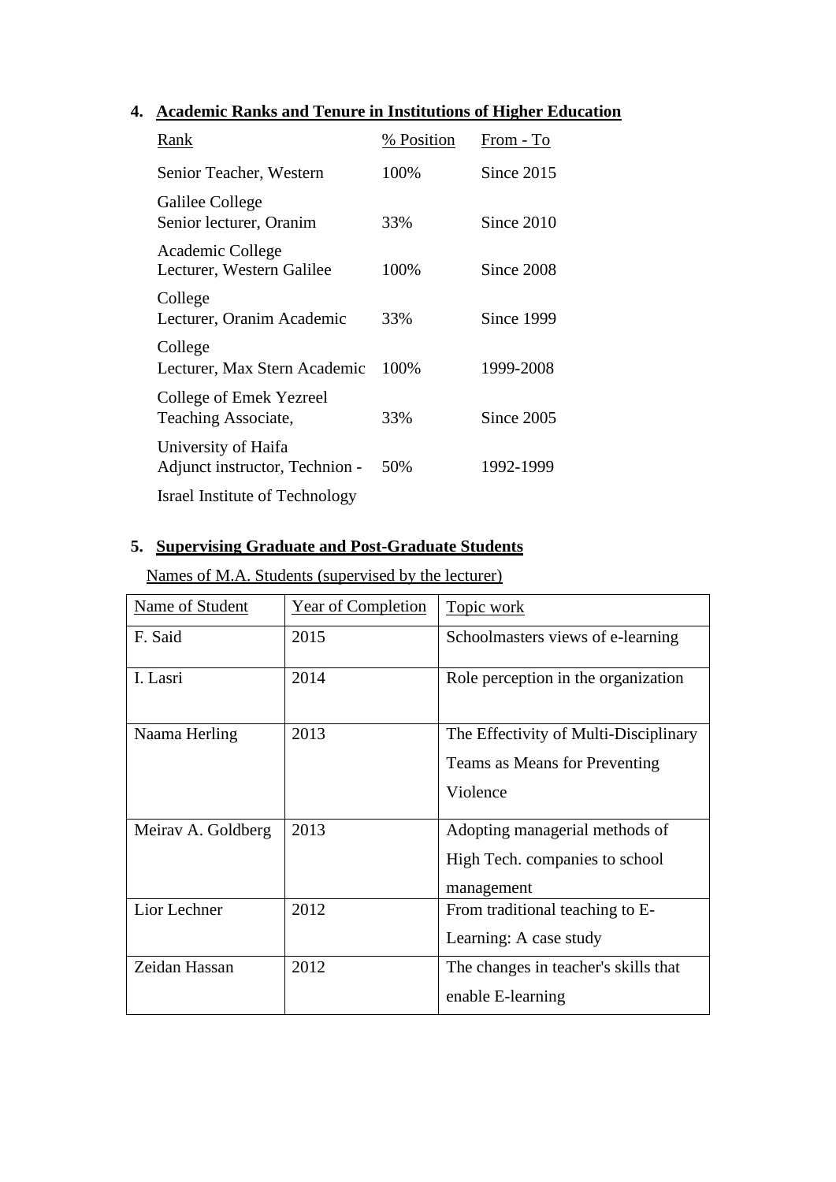## 4. Academic Ranks and Tenure in Institutions of Higher Education

| Rank | % Position | From - To |
|---|---|---|
| Senior Teacher, Western Galilee College | 100% | Since 2015 |
| Senior lecturer, Oranim Academic College | 33% | Since 2010 |
| Lecturer, Western Galilee College | 100% | Since 2008 |
| Lecturer, Oranim Academic College | 33% | Since 1999 |
| Lecturer, Max Stern Academic College of Emek Yezreel | 100% | 1999-2008 |
| Teaching Associate, University of Haifa | 33% | Since 2005 |
| Adjunct instructor, Technion - Israel Institute of Technology | 50% | 1992-1999 |

## 5. Supervising Graduate and Post-Graduate Students

Names of M.A. Students (supervised by the lecturer)

| Name of Student | Year of Completion | Topic work |
|---|---|---|
| F. Said | 2015 | Schoolmasters views of e-learning |
| I. Lasri | 2014 | Role perception in the organization |
| Naama Herling | 2013 | The Effectivity of Multi-Disciplinary Teams as Means for Preventing Violence |
| Meirav A. Goldberg | 2013 | Adopting managerial methods of High Tech. companies to school management |
| Lior Lechner | 2012 | From traditional teaching to E-Learning: A case study |
| Zeidan Hassan | 2012 | The changes in teacher's skills that enable E-learning |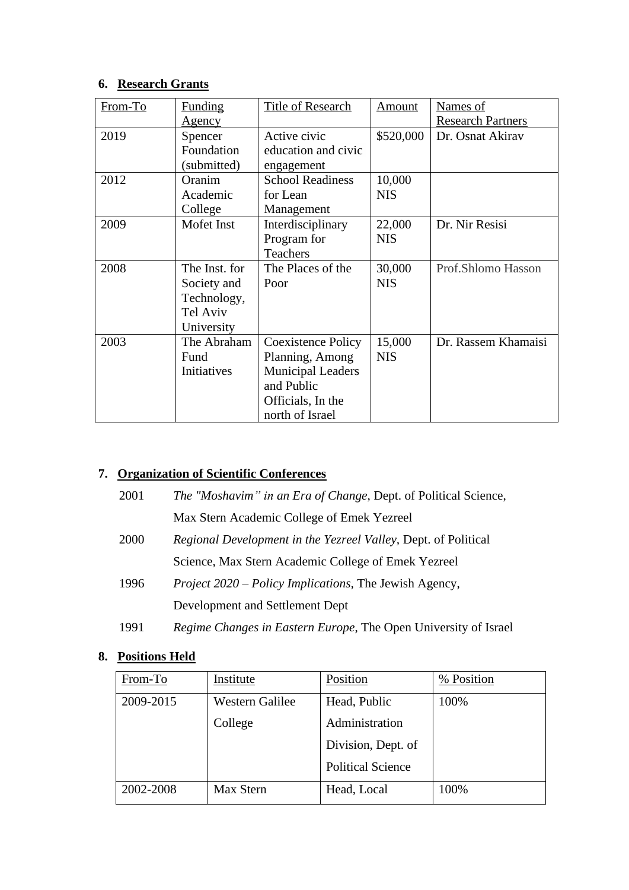## 6. Research Grants

| From-To | Funding Agency | Title of Research | Amount | Names of Research Partners |
|---|---|---|---|---|
| 2019 | Spencer Foundation (submitted) | Active civic education and civic engagement | $520,000 | Dr. Osnat Akirav |
| 2012 | Oranim Academic College | School Readiness for Lean Management | 10,000 NIS | |
| 2009 | Mofet Inst | Interdisciplinary Program for Teachers | 22,000 NIS | Dr. Nir Resisi |
| 2008 | The Inst. for Society and Technology, Tel Aviv University | The Places of the Poor | 30,000 NIS | Prof.Shlomo Hasson |
| 2003 | The Abraham Fund Initiatives | Coexistence Policy Planning, Among Municipal Leaders and Public Officials, In the north of Israel | 15,000 NIS | Dr. Rassem Khamaisi |

## 7. Organization of Scientific Conferences

2001 *The "Moshavim" in an Era of Change*, Dept. of Political Science, Max Stern Academic College of Emek Yezreel

2000 *Regional Development in the Yezreel Valley*, Dept. of Political Science, Max Stern Academic College of Emek Yezreel

1996 *Project 2020 – Policy Implications*, The Jewish Agency, Development and Settlement Dept

1991 *Regime Changes in Eastern Europe*, The Open University of Israel

## 8. Positions Held

| From-To | Institute | Position | % Position |
|---|---|---|---|
| 2009-2015 | Western Galilee College | Head, Public Administration Division, Dept. of Political Science | 100% |
| 2002-2008 | Max Stern | Head, Local | 100% |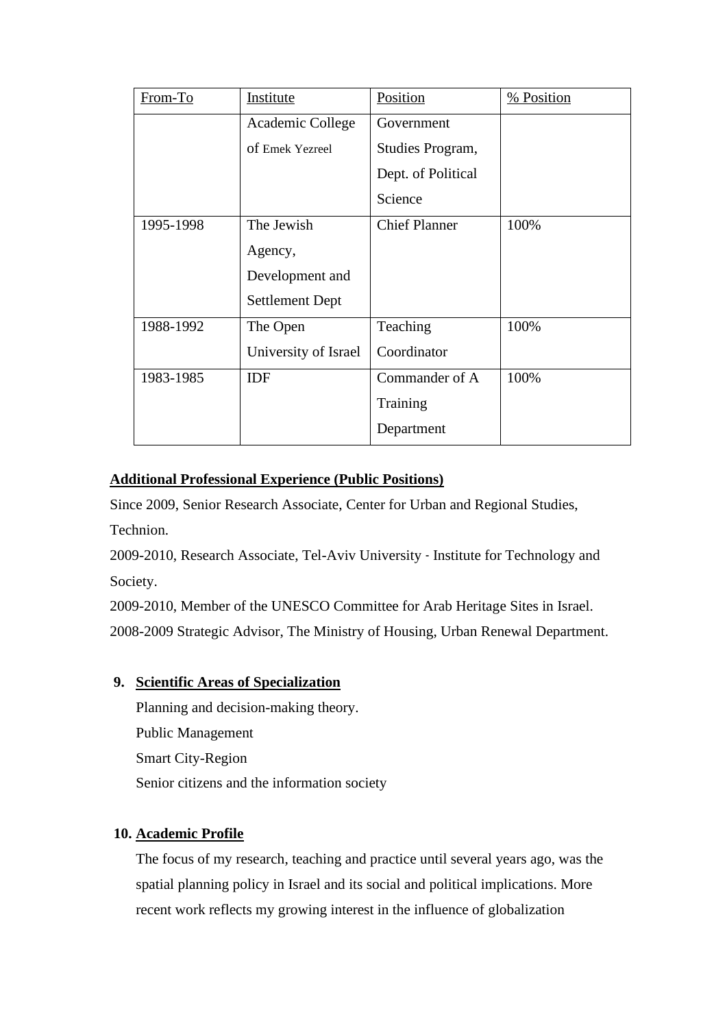| From-To | Institute | Position | % Position |
|---|---|---|---|
| | Academic College of Emek Yezreel | Government Studies Program, Dept. of Political Science | |
| 1995-1998 | The Jewish Agency, Development and Settlement Dept | Chief Planner | 100% |
| 1988-1992 | The Open University of Israel | Teaching Coordinator | 100% |
| 1983-1985 | IDF | Commander of A Training Department | 100% |

**Additional Professional Experience (Public Positions)**

Since 2009, Senior Research Associate, Center for Urban and Regional Studies, Technion.

2009-2010, Research Associate, Tel-Aviv University - Institute for Technology and Society.

2009-2010, Member of the UNESCO Committee for Arab Heritage Sites in Israel.

2008-2009 Strategic Advisor, The Ministry of Housing, Urban Renewal Department.

**9. Scientific Areas of Specialization**

Planning and decision-making theory.

Public Management

Smart City-Region

Senior citizens and the information society

**10. Academic Profile**

The focus of my research, teaching and practice until several years ago, was the spatial planning policy in Israel and its social and political implications. More recent work reflects my growing interest in the influence of globalization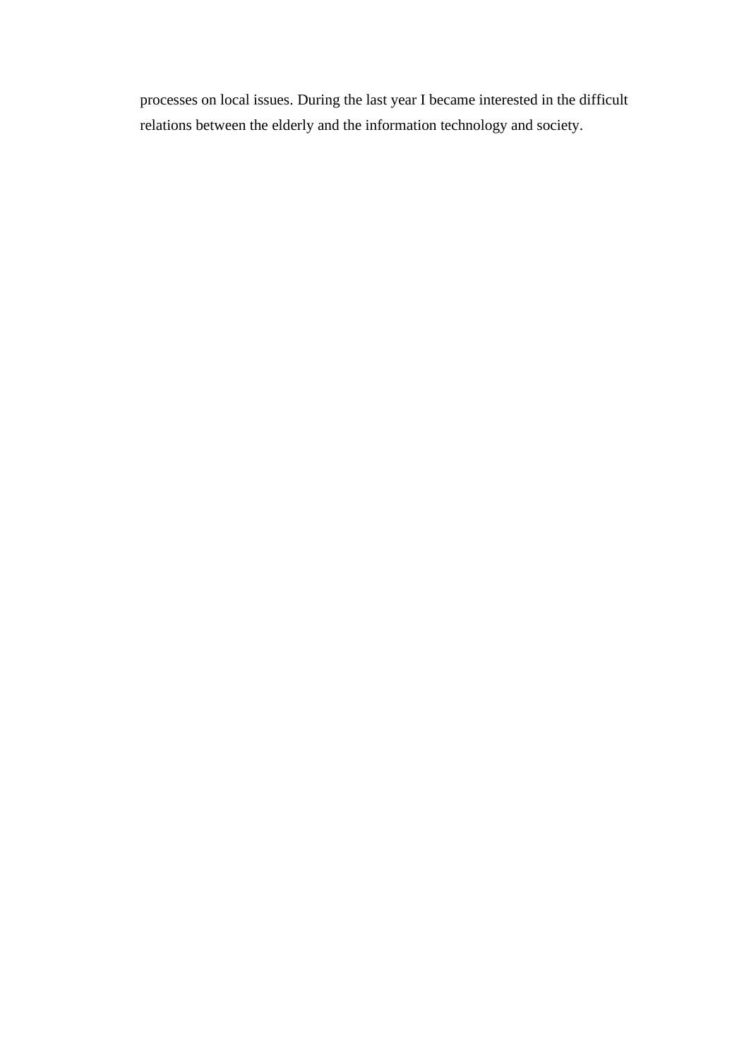processes on local issues. During the last year I became interested in the difficult relations between the elderly and the information technology and society.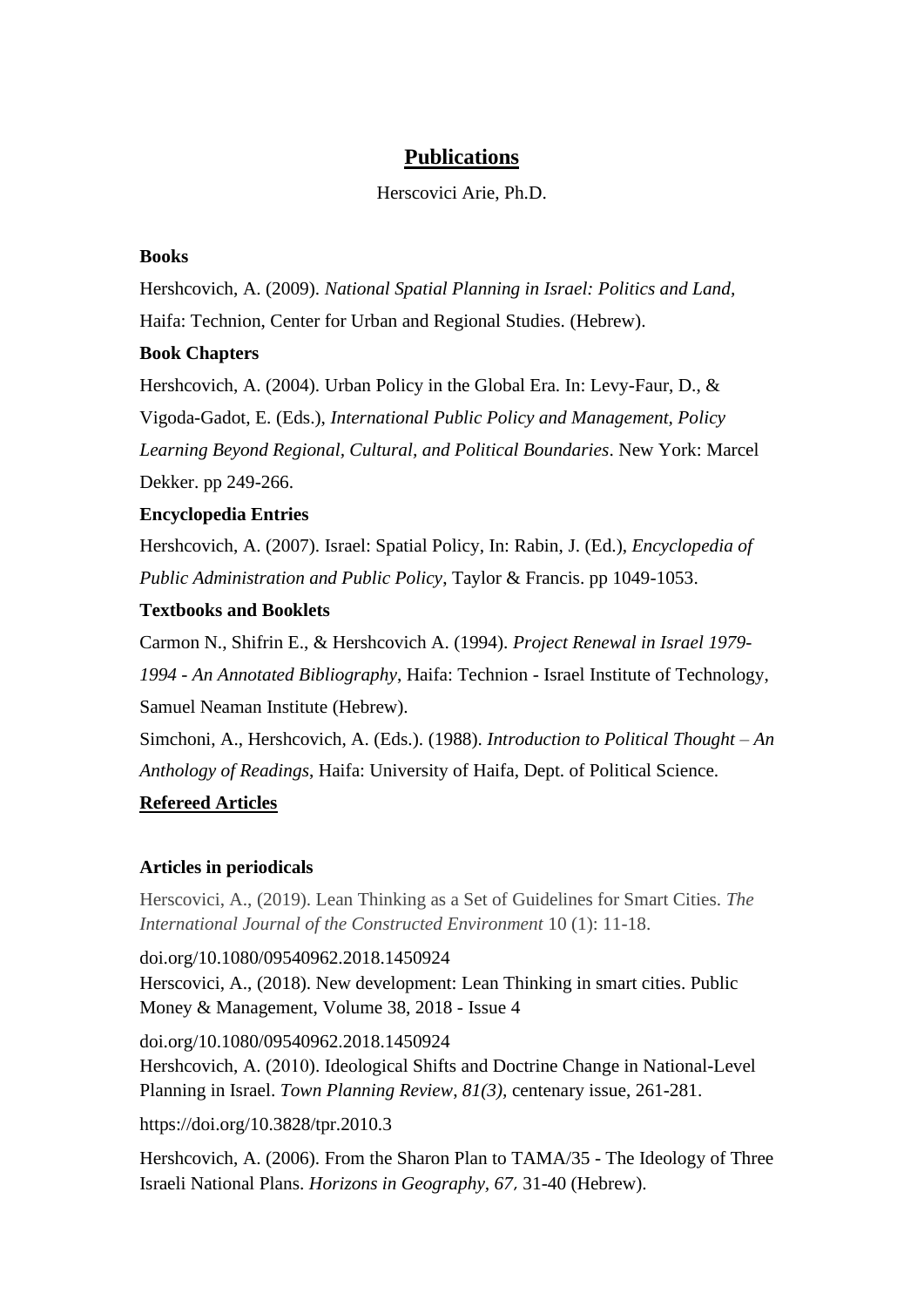# Publications

Herscovici Arie, Ph.D.

**Books**

Hershcovich, A. (2009). *National Spatial Planning in Israel: Politics and Land*, Haifa: Technion, Center for Urban and Regional Studies. (Hebrew).

**Book Chapters**

Hershcovich, A. (2004). Urban Policy in the Global Era. In: Levy-Faur, D., & Vigoda-Gadot, E. (Eds.), *International Public Policy and Management, Policy Learning Beyond Regional, Cultural, and Political Boundaries*. New York: Marcel Dekker. pp 249-266.

**Encyclopedia Entries**

Hershcovich, A. (2007). Israel: Spatial Policy, In: Rabin, J. (Ed.), *Encyclopedia of Public Administration and Public Policy*, Taylor & Francis. pp 1049-1053.

**Textbooks and Booklets**

Carmon N., Shifrin E., & Hershcovich A. (1994). *Project Renewal in Israel 1979-1994 - An Annotated Bibliography*, Haifa: Technion - Israel Institute of Technology, Samuel Neaman Institute (Hebrew).

Simchoni, A., Hershcovich, A. (Eds.). (1988). *Introduction to Political Thought – An Anthology of Readings*, Haifa: University of Haifa, Dept. of Political Science.

**Refereed Articles**

**Articles in periodicals**

Herscovici, A., (2019). Lean Thinking as a Set of Guidelines for Smart Cities. *The International Journal of the Constructed Environment* 10 (1): 11-18.

doi.org/10.1080/09540962.2018.1450924

Herscovici, A., (2018). New development: Lean Thinking in smart cities. Public Money & Management, Volume 38, 2018 - Issue 4

doi.org/10.1080/09540962.2018.1450924

Hershcovich, A. (2010). Ideological Shifts and Doctrine Change in National-Level Planning in Israel. *Town Planning Review*, *81(3)*, centenary issue, 261-281.

https://doi.org/10.3828/tpr.2010.3

Hershcovich, A. (2006). From the Sharon Plan to TAMA/35 - The Ideology of Three Israeli National Plans. *Horizons in Geography*, *67*, 31-40 (Hebrew).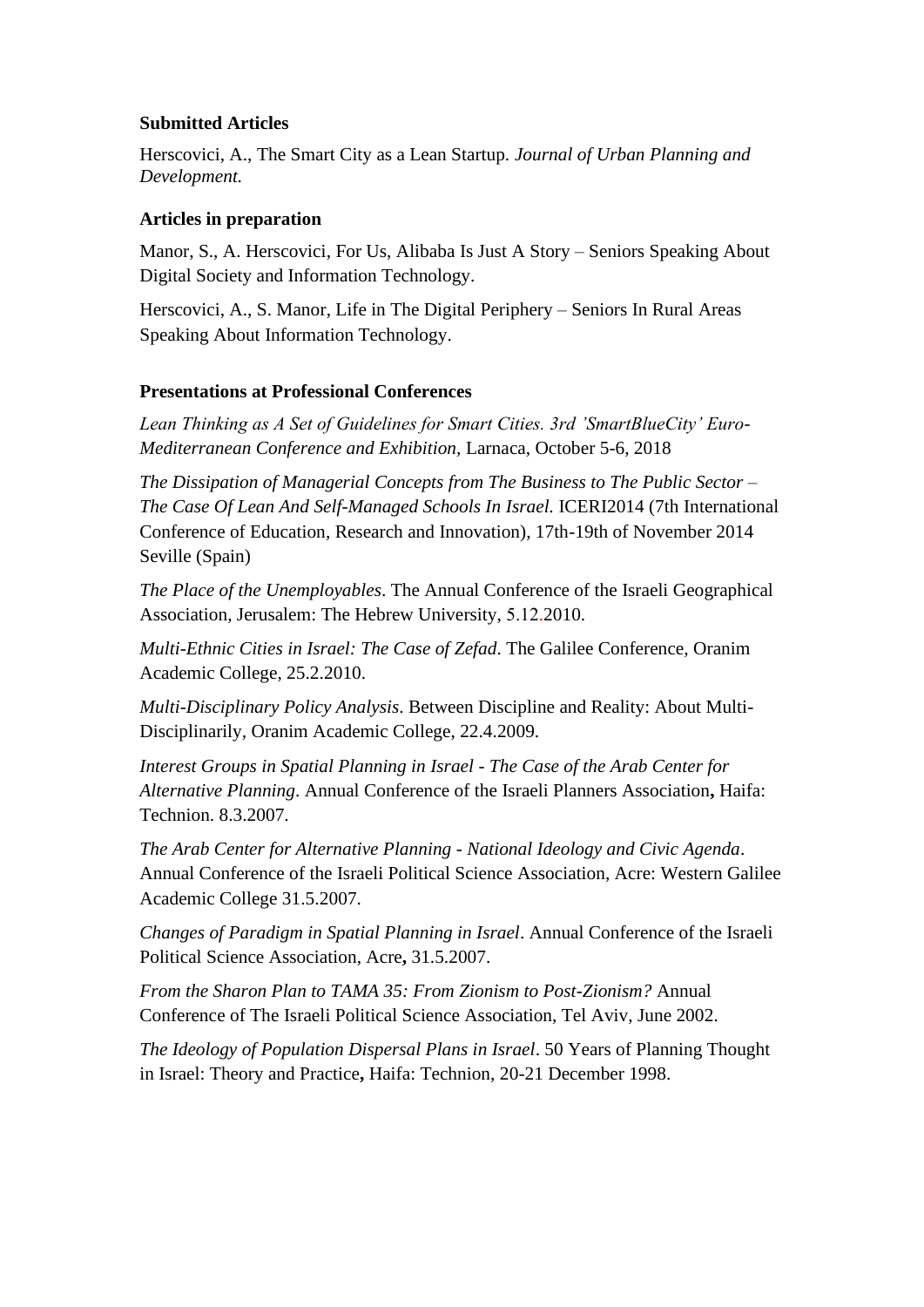**Submitted Articles**

Herscovici, A., The Smart City as a Lean Startup. *Journal of Urban Planning and Development.*

**Articles in preparation**

Manor, S., A. Herscovici, For Us, Alibaba Is Just A Story – Seniors Speaking About Digital Society and Information Technology.

Herscovici, A., S. Manor, Life in The Digital Periphery – Seniors In Rural Areas Speaking About Information Technology.

**Presentations at Professional Conferences**

*Lean Thinking as A Set of Guidelines for Smart Cities. 3rd 'SmartBlueCity' Euro-Mediterranean Conference and Exhibition,* Larnaca, October 5-6, 2018

*The Dissipation of Managerial Concepts from The Business to The Public Sector – The Case Of Lean And Self-Managed Schools In Israel.* ICERI2014 (7th International Conference of Education, Research and Innovation), 17th-19th of November 2014 Seville (Spain)

*The Place of the Unemployables*. The Annual Conference of the Israeli Geographical Association, Jerusalem: The Hebrew University, 5.12.2010.

*Multi-Ethnic Cities in Israel: The Case of Zefad*. The Galilee Conference, Oranim Academic College, 25.2.2010.

*Multi-Disciplinary Policy Analysis*. Between Discipline and Reality: About Multi-Disciplinarily, Oranim Academic College, 22.4.2009.

*Interest Groups in Spatial Planning in Israel - The Case of the Arab Center for Alternative Planning*. Annual Conference of the Israeli Planners Association**,** Haifa: Technion. 8.3.2007.

*The Arab Center for Alternative Planning - National Ideology and Civic Agenda*. Annual Conference of the Israeli Political Science Association, Acre: Western Galilee Academic College 31.5.2007.

*Changes of Paradigm in Spatial Planning in Israel*. Annual Conference of the Israeli Political Science Association, Acre**,** 31.5.2007.

*From the Sharon Plan to TAMA 35: From Zionism to Post-Zionism?* Annual Conference of The Israeli Political Science Association, Tel Aviv, June 2002.

*The Ideology of Population Dispersal Plans in Israel*. 50 Years of Planning Thought in Israel: Theory and Practice**,** Haifa: Technion, 20-21 December 1998.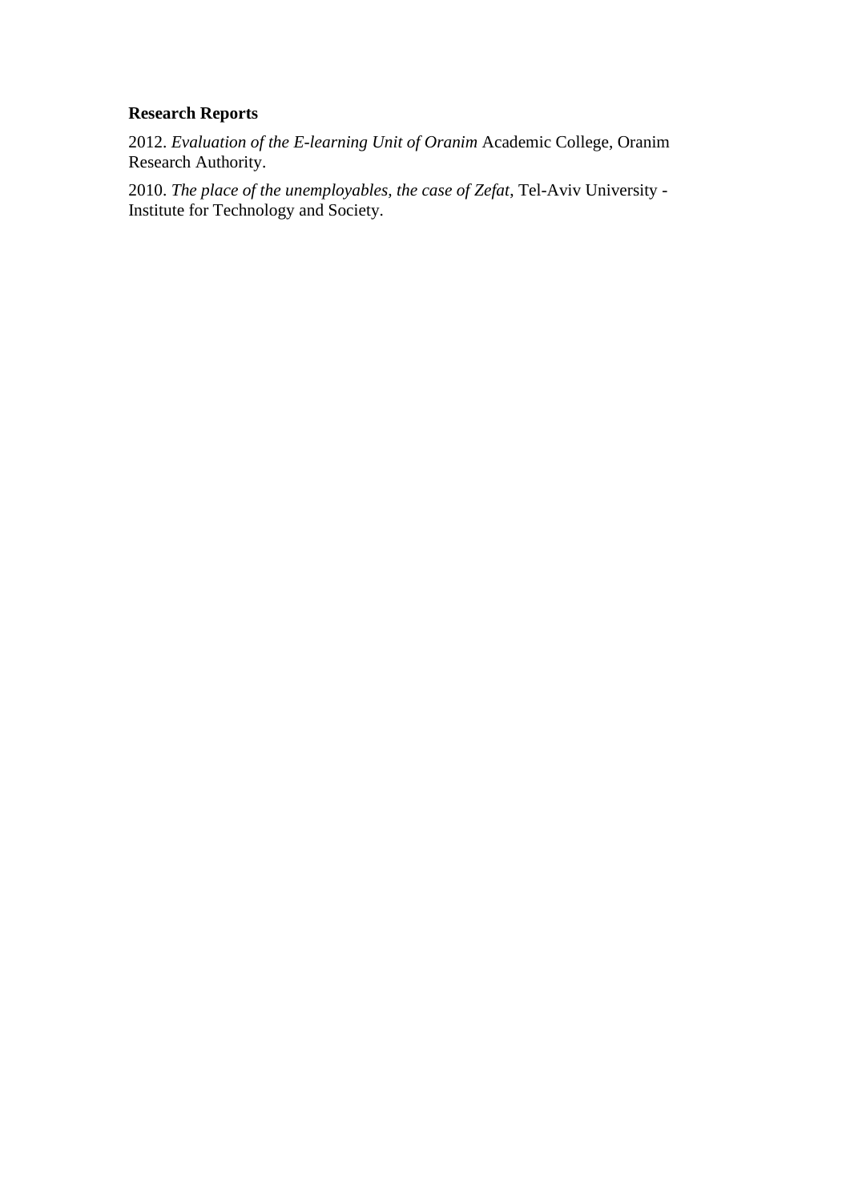**Research Reports**

2012. *Evaluation of the E-learning Unit of Oranim* Academic College, Oranim Research Authority.

2010. *The place of the unemployables, the case of Zefat*, Tel-Aviv University - Institute for Technology and Society.